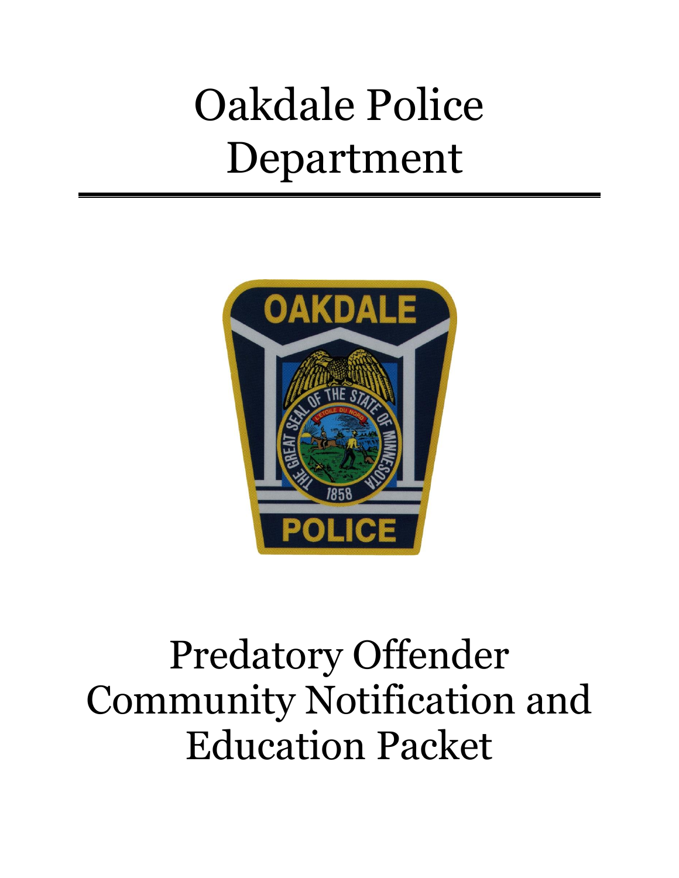# Oakdale Police Department

# Predatory Offender Community Notification and Education Packet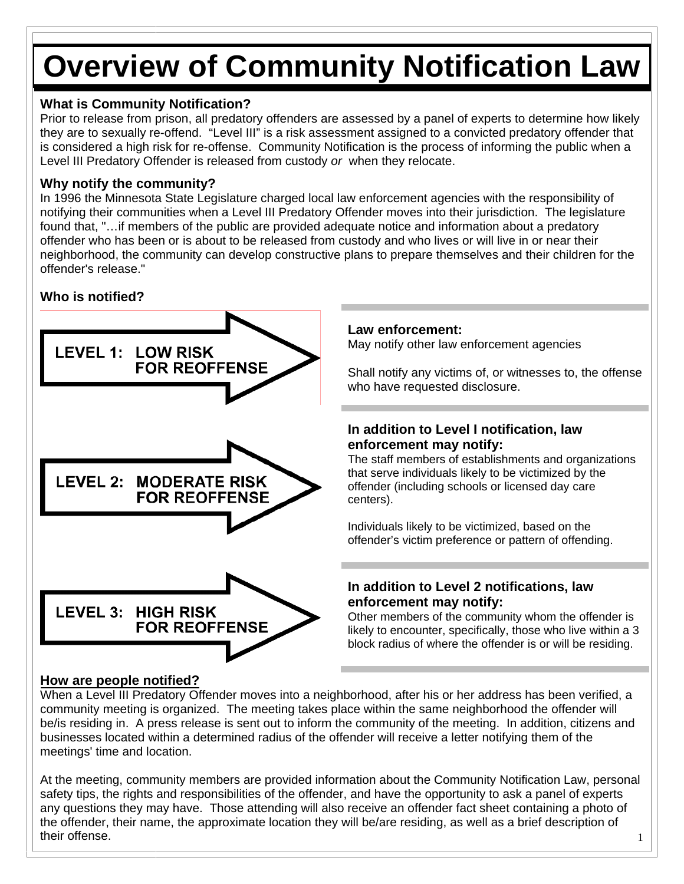# Overview of Community Notification Law

### What is Community Notification?

Prior to release from prison, all predatory offenders are assessed by a panel of experts to determine how likely they are to sexually re-offend. "Level III" is a risk assessment assigned to a convicted predatory offender that is considered a high risk for re-offense. Community Notification is the process of informing the public when a Level III Predatory Offender is released from custody *or* when they relocate.

### Why notify the community?

In 1996 the Minnesota State Legislature charged local law enforcement agencies with the responsibility of notifying their communities when a Level III Predatory Offender moves into their jurisdiction. The legislature found that, "…if members of the public are provided adequate notice and information about a predatory offender who has been or is about to be released from custody and who lives or will live in or near their neighborhood, the community can develop constructive plans to prepare themselves and their children for the offender's release."

### Who is notified?

**LEVEL 1: LOW RISK FOR REOFFENSE**

**Law enforcement:**
May notify other law enforcement agencies

Shall notify any victims of, or witnesses to, the offense who have requested disclosure.

**LEVEL 2: MODERATE RISK FOR REOFFENSE**

**In addition to Level I notification, law enforcement may notify:**
The staff members of establishments and organizations that serve individuals likely to be victimized by the offender (including schools or licensed day care centers).

Individuals likely to be victimized, based on the offender's victim preference or pattern of offending.

**LEVEL 3: HIGH RISK FOR REOFFENSE**

**In addition to Level 2 notifications, law enforcement may notify:**
Other members of the community whom the offender is likely to encounter, specifically, those who live within a 3 block radius of where the offender is or will be residing.

### How are people notified?

When a Level III Predatory Offender moves into a neighborhood, after his or her address has been verified, a community meeting is organized. The meeting takes place within the same neighborhood the offender will be/is residing in. A press release is sent out to inform the community of the meeting. In addition, citizens and businesses located within a determined radius of the offender will receive a letter notifying them of the meetings' time and location.

At the meeting, community members are provided information about the Community Notification Law, personal safety tips, the rights and responsibilities of the offender, and have the opportunity to ask a panel of experts any questions they may have. Those attending will also receive an offender fact sheet containing a photo of the offender, their name, the approximate location they will be/are residing, as well as a brief description of their offense.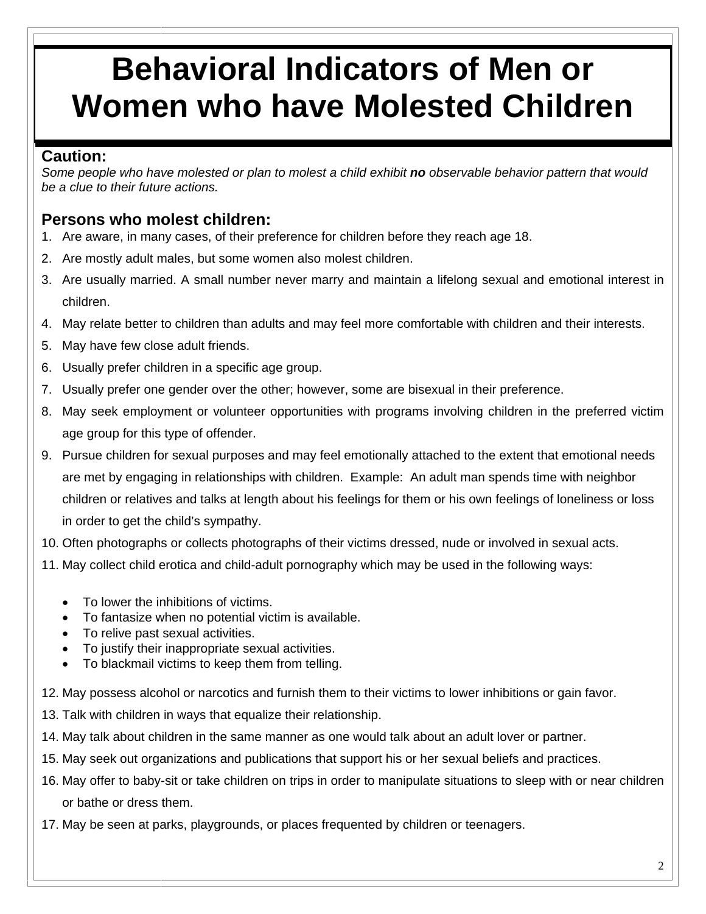# Behavioral Indicators of Men or Women who have Molested Children

## Caution:

*Some people who have molested or plan to molest a child exhibit **no** observable behavior pattern that would be a clue to their future actions.*

## Persons who molest children:

1. Are aware, in many cases, of their preference for children before they reach age 18.
2. Are mostly adult males, but some women also molest children.
3. Are usually married. A small number never marry and maintain a lifelong sexual and emotional interest in children.
4. May relate better to children than adults and may feel more comfortable with children and their interests.
5. May have few close adult friends.
6. Usually prefer children in a specific age group.
7. Usually prefer one gender over the other; however, some are bisexual in their preference.
8. May seek employment or volunteer opportunities with programs involving children in the preferred victim age group for this type of offender.
9. Pursue children for sexual purposes and may feel emotionally attached to the extent that emotional needs are met by engaging in relationships with children. Example: An adult man spends time with neighbor children or relatives and talks at length about his feelings for them or his own feelings of loneliness or loss in order to get the child's sympathy.
10. Often photographs or collects photographs of their victims dressed, nude or involved in sexual acts.
11. May collect child erotica and child-adult pornography which may be used in the following ways:
    - To lower the inhibitions of victims.
    - To fantasize when no potential victim is available.
    - To relive past sexual activities.
    - To justify their inappropriate sexual activities.
    - To blackmail victims to keep them from telling.
12. May possess alcohol or narcotics and furnish them to their victims to lower inhibitions or gain favor.
13. Talk with children in ways that equalize their relationship.
14. May talk about children in the same manner as one would talk about an adult lover or partner.
15. May seek out organizations and publications that support his or her sexual beliefs and practices.
16. May offer to baby-sit or take children on trips in order to manipulate situations to sleep with or near children or bathe or dress them.
17. May be seen at parks, playgrounds, or places frequented by children or teenagers.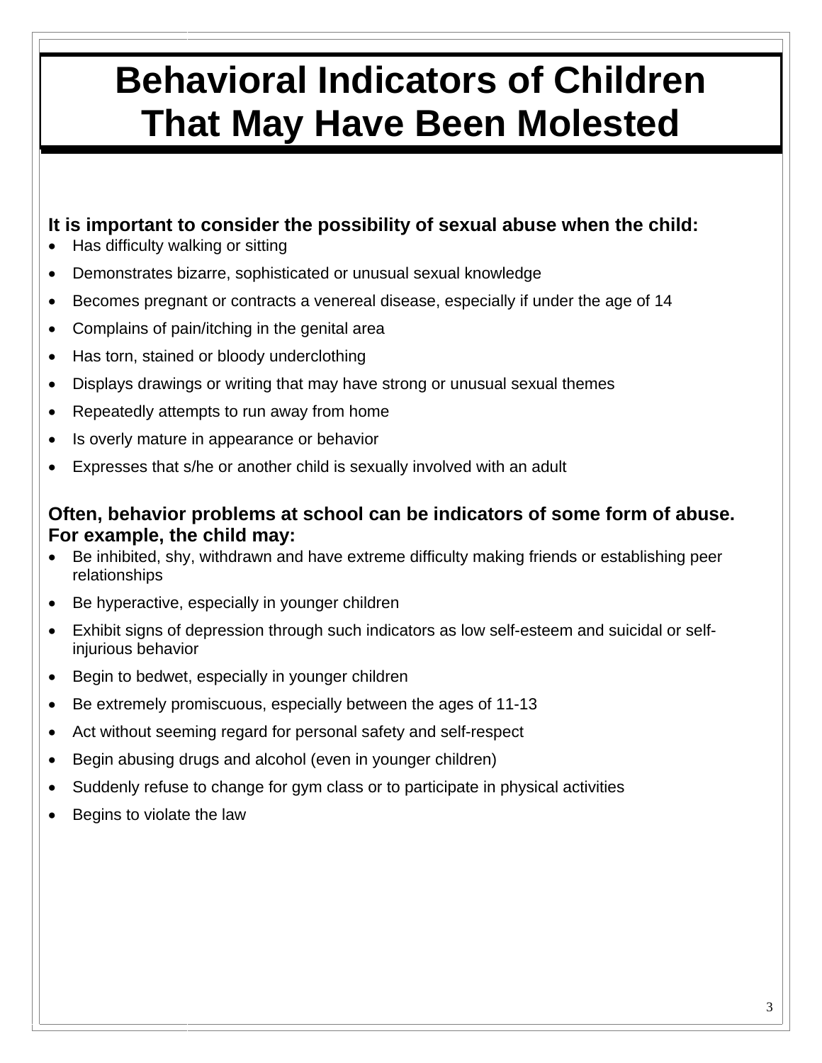# Behavioral Indicators of Children That May Have Been Molested

**It is important to consider the possibility of sexual abuse when the child:**

- Has difficulty walking or sitting
- Demonstrates bizarre, sophisticated or unusual sexual knowledge
- Becomes pregnant or contracts a venereal disease, especially if under the age of 14
- Complains of pain/itching in the genital area
- Has torn, stained or bloody underclothing
- Displays drawings or writing that may have strong or unusual sexual themes
- Repeatedly attempts to run away from home
- Is overly mature in appearance or behavior
- Expresses that s/he or another child is sexually involved with an adult

**Often, behavior problems at school can be indicators of some form of abuse. For example, the child may:**

- Be inhibited, shy, withdrawn and have extreme difficulty making friends or establishing peer relationships
- Be hyperactive, especially in younger children
- Exhibit signs of depression through such indicators as low self-esteem and suicidal or self-injurious behavior
- Begin to bedwet, especially in younger children
- Be extremely promiscuous, especially between the ages of 11-13
- Act without seeming regard for personal safety and self-respect
- Begin abusing drugs and alcohol (even in younger children)
- Suddenly refuse to change for gym class or to participate in physical activities
- Begins to violate the law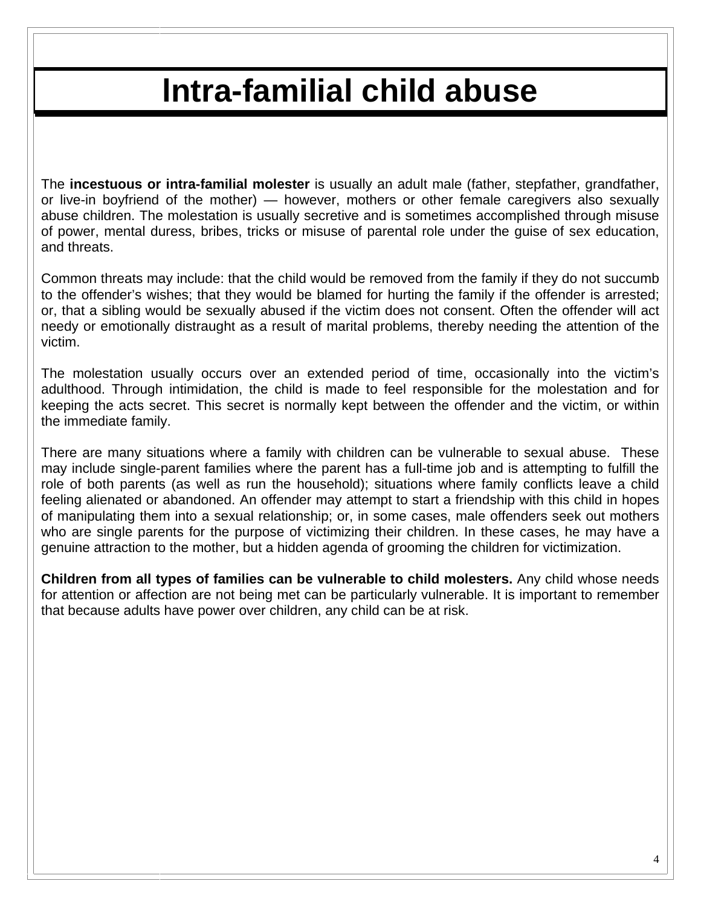# Intra-familial child abuse

The **incestuous or intra-familial molester** is usually an adult male (father, stepfather, grandfather, or live-in boyfriend of the mother) — however, mothers or other female caregivers also sexually abuse children. The molestation is usually secretive and is sometimes accomplished through misuse of power, mental duress, bribes, tricks or misuse of parental role under the guise of sex education, and threats.

Common threats may include: that the child would be removed from the family if they do not succumb to the offender's wishes; that they would be blamed for hurting the family if the offender is arrested; or, that a sibling would be sexually abused if the victim does not consent. Often the offender will act needy or emotionally distraught as a result of marital problems, thereby needing the attention of the victim.

The molestation usually occurs over an extended period of time, occasionally into the victim's adulthood. Through intimidation, the child is made to feel responsible for the molestation and for keeping the acts secret. This secret is normally kept between the offender and the victim, or within the immediate family.

There are many situations where a family with children can be vulnerable to sexual abuse. These may include single-parent families where the parent has a full-time job and is attempting to fulfill the role of both parents (as well as run the household); situations where family conflicts leave a child feeling alienated or abandoned. An offender may attempt to start a friendship with this child in hopes of manipulating them into a sexual relationship; or, in some cases, male offenders seek out mothers who are single parents for the purpose of victimizing their children. In these cases, he may have a genuine attraction to the mother, but a hidden agenda of grooming the children for victimization.

**Children from all types of families can be vulnerable to child molesters.** Any child whose needs for attention or affection are not being met can be particularly vulnerable. It is important to remember that because adults have power over children, any child can be at risk.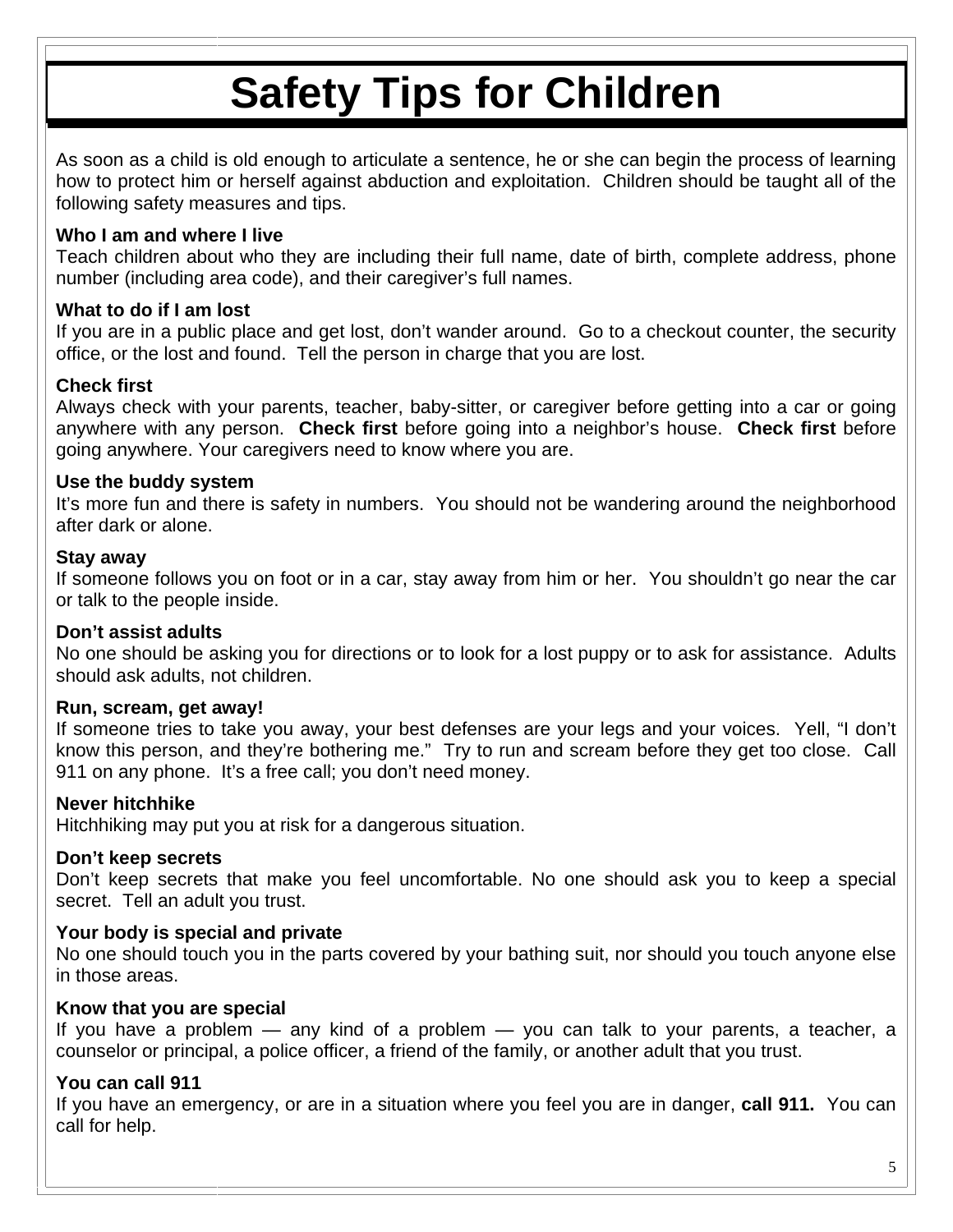# Safety Tips for Children

As soon as a child is old enough to articulate a sentence, he or she can begin the process of learning how to protect him or herself against abduction and exploitation. Children should be taught all of the following safety measures and tips.

**Who I am and where I live**
Teach children about who they are including their full name, date of birth, complete address, phone number (including area code), and their caregiver's full names.

**What to do if I am lost**
If you are in a public place and get lost, don't wander around. Go to a checkout counter, the security office, or the lost and found. Tell the person in charge that you are lost.

**Check first**
Always check with your parents, teacher, baby-sitter, or caregiver before getting into a car or going anywhere with any person. **Check first** before going into a neighbor's house. **Check first** before going anywhere. Your caregivers need to know where you are.

**Use the buddy system**
It's more fun and there is safety in numbers. You should not be wandering around the neighborhood after dark or alone.

**Stay away**
If someone follows you on foot or in a car, stay away from him or her. You shouldn't go near the car or talk to the people inside.

**Don't assist adults**
No one should be asking you for directions or to look for a lost puppy or to ask for assistance. Adults should ask adults, not children.

**Run, scream, get away!**
If someone tries to take you away, your best defenses are your legs and your voices. Yell, "I don't know this person, and they're bothering me." Try to run and scream before they get too close. Call 911 on any phone. It's a free call; you don't need money.

**Never hitchhike**
Hitchhiking may put you at risk for a dangerous situation.

**Don't keep secrets**
Don't keep secrets that make you feel uncomfortable. No one should ask you to keep a special secret. Tell an adult you trust.

**Your body is special and private**
No one should touch you in the parts covered by your bathing suit, nor should you touch anyone else in those areas.

**Know that you are special**
If you have a problem — any kind of a problem — you can talk to your parents, a teacher, a counselor or principal, a police officer, a friend of the family, or another adult that you trust.

**You can call 911**
If you have an emergency, or are in a situation where you feel you are in danger, **call 911.** You can call for help.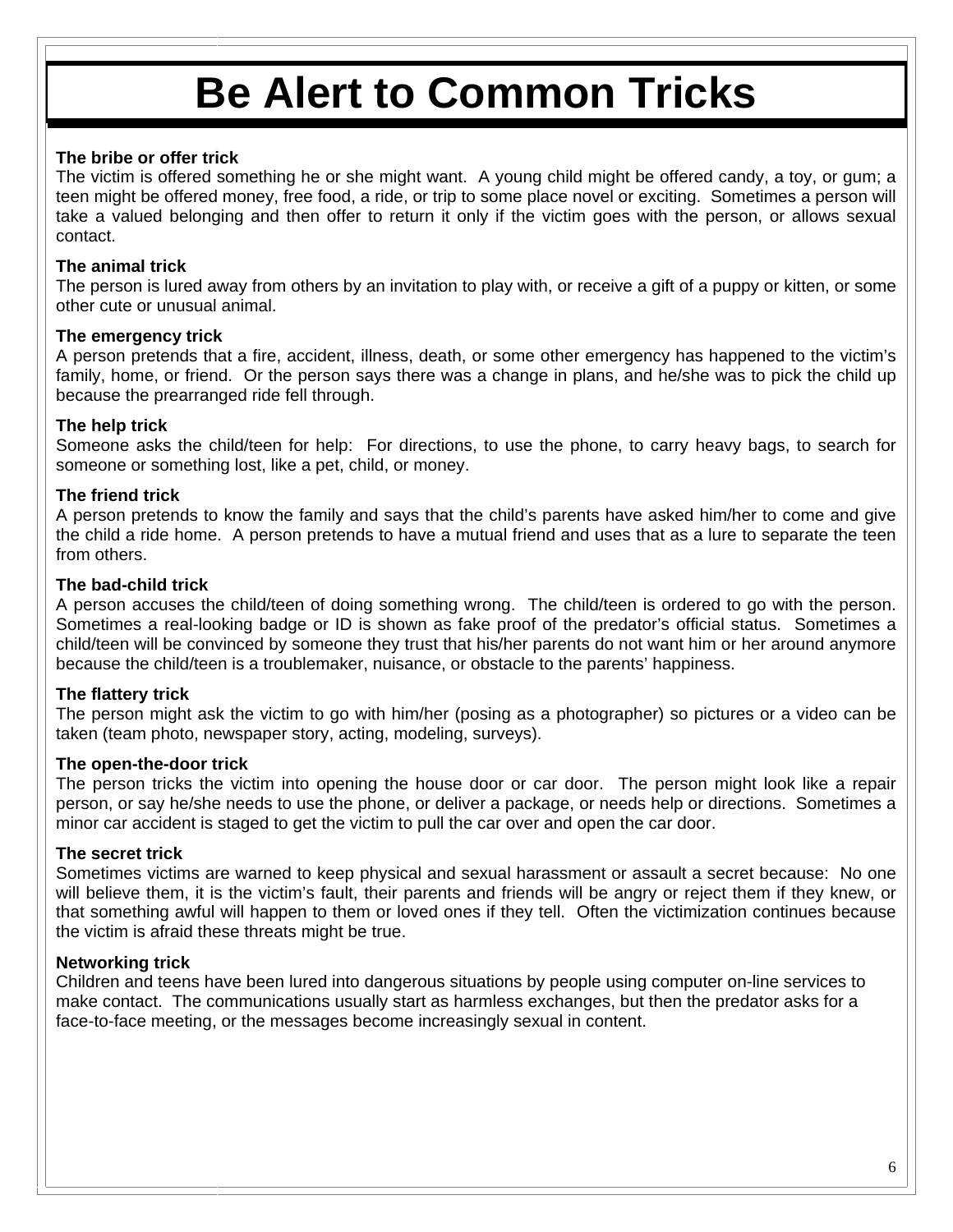# Be Alert to Common Tricks

**The bribe or offer trick**
The victim is offered something he or she might want. A young child might be offered candy, a toy, or gum; a teen might be offered money, free food, a ride, or trip to some place novel or exciting. Sometimes a person will take a valued belonging and then offer to return it only if the victim goes with the person, or allows sexual contact.

**The animal trick**
The person is lured away from others by an invitation to play with, or receive a gift of a puppy or kitten, or some other cute or unusual animal.

**The emergency trick**
A person pretends that a fire, accident, illness, death, or some other emergency has happened to the victim's family, home, or friend. Or the person says there was a change in plans, and he/she was to pick the child up because the prearranged ride fell through.

**The help trick**
Someone asks the child/teen for help: For directions, to use the phone, to carry heavy bags, to search for someone or something lost, like a pet, child, or money.

**The friend trick**
A person pretends to know the family and says that the child's parents have asked him/her to come and give the child a ride home. A person pretends to have a mutual friend and uses that as a lure to separate the teen from others.

**The bad-child trick**
A person accuses the child/teen of doing something wrong. The child/teen is ordered to go with the person. Sometimes a real-looking badge or ID is shown as fake proof of the predator's official status. Sometimes a child/teen will be convinced by someone they trust that his/her parents do not want him or her around anymore because the child/teen is a troublemaker, nuisance, or obstacle to the parents' happiness.

**The flattery trick**
The person might ask the victim to go with him/her (posing as a photographer) so pictures or a video can be taken (team photo, newspaper story, acting, modeling, surveys).

**The open-the-door trick**
The person tricks the victim into opening the house door or car door. The person might look like a repair person, or say he/she needs to use the phone, or deliver a package, or needs help or directions. Sometimes a minor car accident is staged to get the victim to pull the car over and open the car door.

**The secret trick**
Sometimes victims are warned to keep physical and sexual harassment or assault a secret because: No one will believe them, it is the victim's fault, their parents and friends will be angry or reject them if they knew, or that something awful will happen to them or loved ones if they tell. Often the victimization continues because the victim is afraid these threats might be true.

**Networking trick**
Children and teens have been lured into dangerous situations by people using computer on-line services to make contact. The communications usually start as harmless exchanges, but then the predator asks for a face-to-face meeting, or the messages become increasingly sexual in content.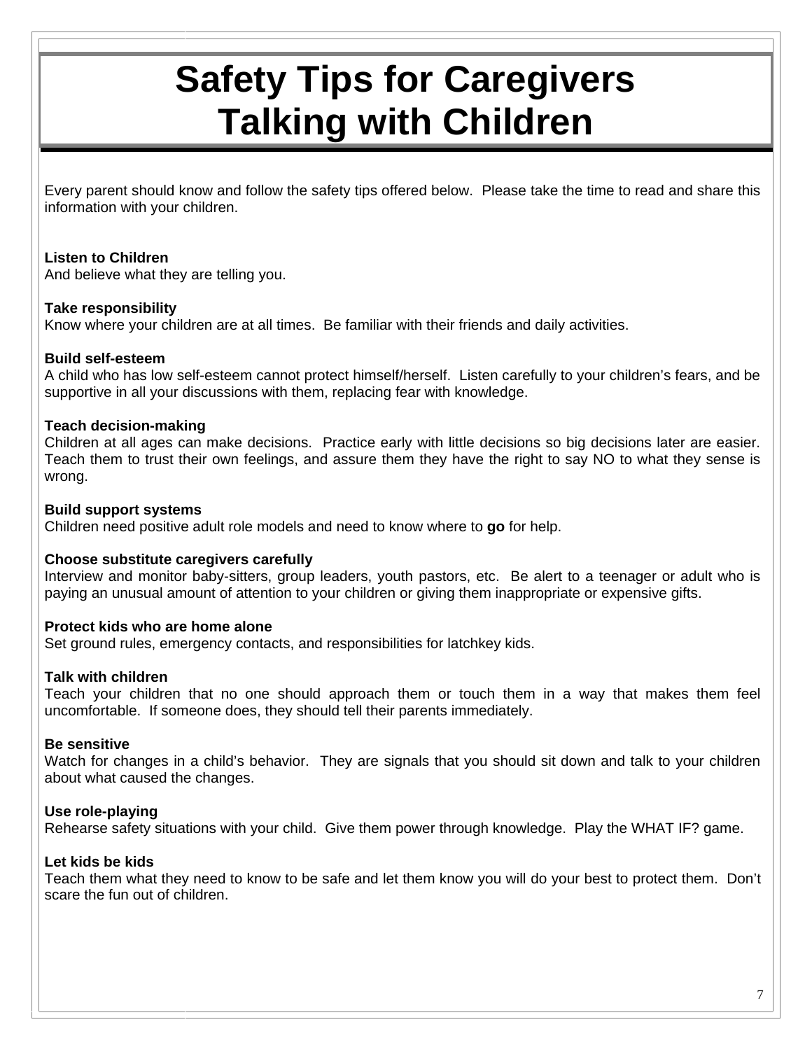# Safety Tips for Caregivers
# Talking with Children

Every parent should know and follow the safety tips offered below. Please take the time to read and share this information with your children.

**Listen to Children**
And believe what they are telling you.

**Take responsibility**
Know where your children are at all times. Be familiar with their friends and daily activities.

**Build self-esteem**
A child who has low self-esteem cannot protect himself/herself. Listen carefully to your children's fears, and be supportive in all your discussions with them, replacing fear with knowledge.

**Teach decision-making**
Children at all ages can make decisions. Practice early with little decisions so big decisions later are easier. Teach them to trust their own feelings, and assure them they have the right to say NO to what they sense is wrong.

**Build support systems**
Children need positive adult role models and need to know where to **go** for help.

**Choose substitute caregivers carefully**
Interview and monitor baby-sitters, group leaders, youth pastors, etc. Be alert to a teenager or adult who is paying an unusual amount of attention to your children or giving them inappropriate or expensive gifts.

**Protect kids who are home alone**
Set ground rules, emergency contacts, and responsibilities for latchkey kids.

**Talk with children**
Teach your children that no one should approach them or touch them in a way that makes them feel uncomfortable. If someone does, they should tell their parents immediately.

**Be sensitive**
Watch for changes in a child's behavior. They are signals that you should sit down and talk to your children about what caused the changes.

**Use role-playing**
Rehearse safety situations with your child. Give them power through knowledge. Play the WHAT IF? game.

**Let kids be kids**
Teach them what they need to know to be safe and let them know you will do your best to protect them. Don't scare the fun out of children.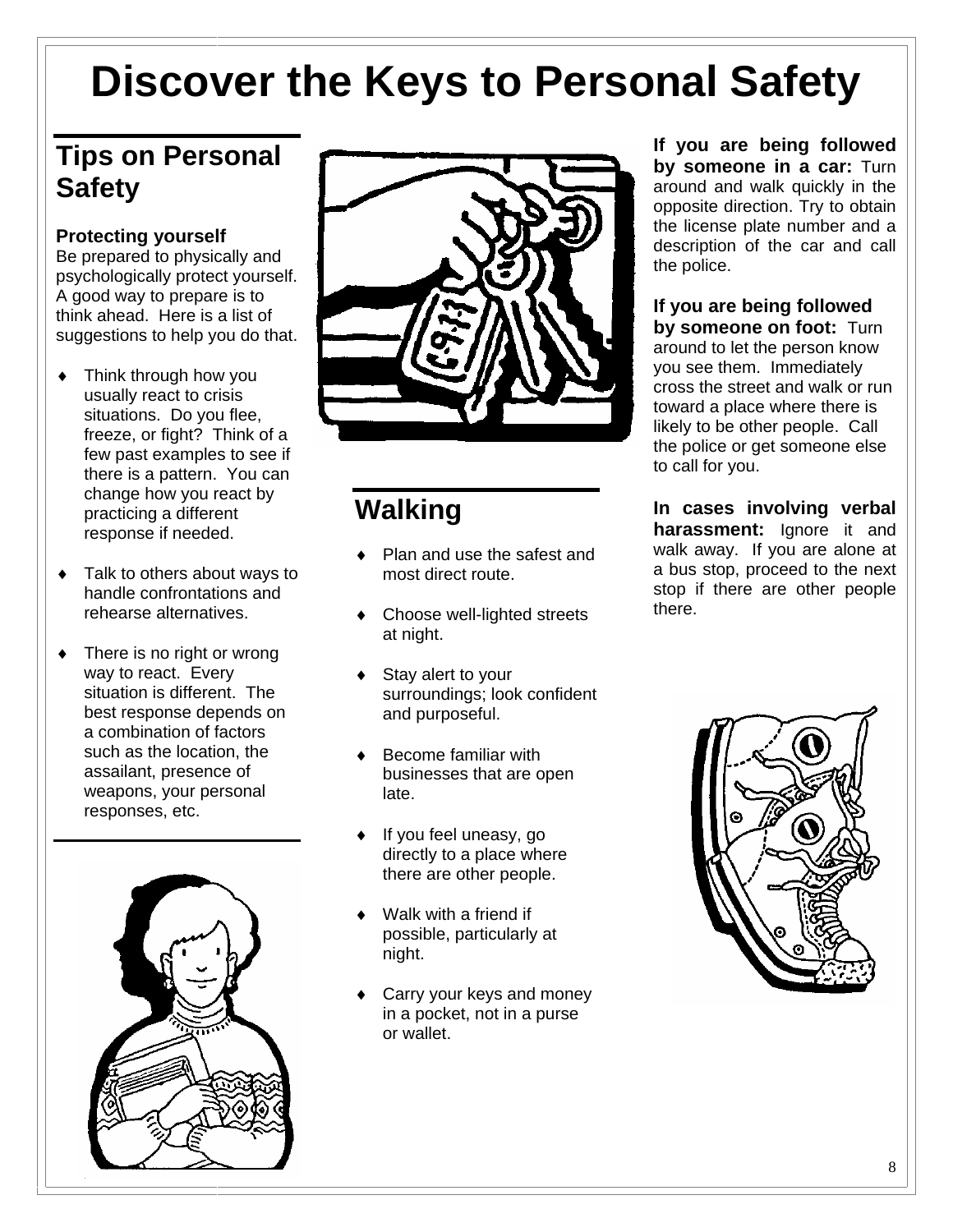# Discover the Keys to Personal Safety

## Tips on Personal Safety

**Protecting yourself**
Be prepared to physically and psychologically protect yourself. A good way to prepare is to think ahead. Here is a list of suggestions to help you do that.

- Think through how you usually react to crisis situations. Do you flee, freeze, or fight? Think of a few past examples to see if there is a pattern. You can change how you react by practicing a different response if needed.
- Talk to others about ways to handle confrontations and rehearse alternatives.
- There is no right or wrong way to react. Every situation is different. The best response depends on a combination of factors such as the location, the assailant, presence of weapons, your personal responses, etc.

## Walking

- Plan and use the safest and most direct route.
- Choose well-lighted streets at night.
- Stay alert to your surroundings; look confident and purposeful.
- Become familiar with businesses that are open late.
- If you feel uneasy, go directly to a place where there are other people.
- Walk with a friend if possible, particularly at night.
- Carry your keys and money in a pocket, not in a purse or wallet.

**If you are being followed by someone in a car:** Turn around and walk quickly in the opposite direction. Try to obtain the license plate number and a description of the car and call the police.

**If you are being followed by someone on foot:** Turn around to let the person know you see them. Immediately cross the street and walk or run toward a place where there is likely to be other people. Call the police or get someone else to call for you.

**In cases involving verbal harassment:** Ignore it and walk away. If you are alone at a bus stop, proceed to the next stop if there are other people there.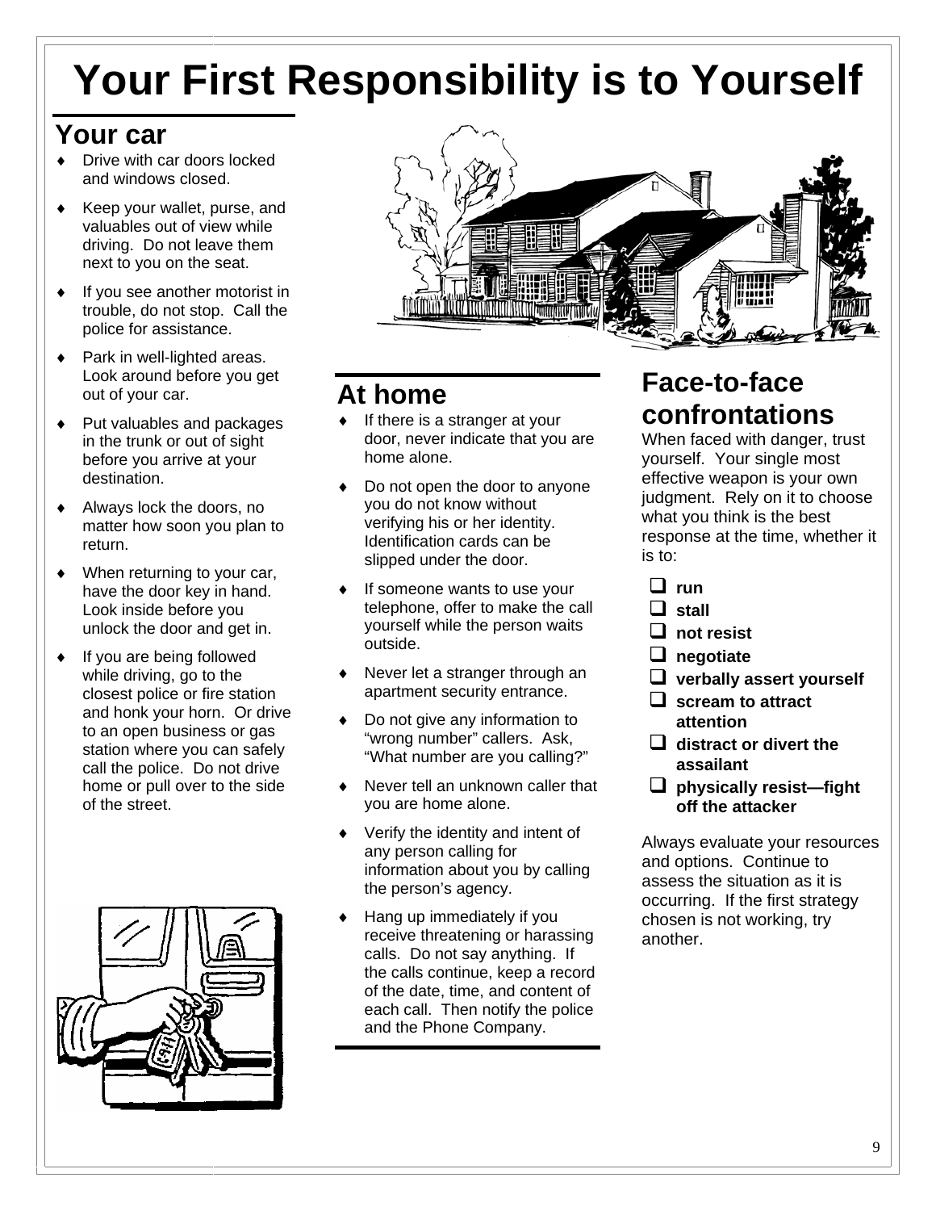# Your First Responsibility is to Yourself

## Your car

- Drive with car doors locked and windows closed.
- Keep your wallet, purse, and valuables out of view while driving. Do not leave them next to you on the seat.
- If you see another motorist in trouble, do not stop. Call the police for assistance.
- Park in well-lighted areas. Look around before you get out of your car.
- Put valuables and packages in the trunk or out of sight before you arrive at your destination.
- Always lock the doors, no matter how soon you plan to return.
- When returning to your car, have the door key in hand. Look inside before you unlock the door and get in.
- If you are being followed while driving, go to the closest police or fire station and honk your horn. Or drive to an open business or gas station where you can safely call the police. Do not drive home or pull over to the side of the street.

## At home

- If there is a stranger at your door, never indicate that you are home alone.
- Do not open the door to anyone you do not know without verifying his or her identity. Identification cards can be slipped under the door.
- If someone wants to use your telephone, offer to make the call yourself while the person waits outside.
- Never let a stranger through an apartment security entrance.
- Do not give any information to "wrong number" callers. Ask, "What number are you calling?"
- Never tell an unknown caller that you are home alone.
- Verify the identity and intent of any person calling for information about you by calling the person's agency.
- Hang up immediately if you receive threatening or harassing calls. Do not say anything. If the calls continue, keep a record of the date, time, and content of each call. Then notify the police and the Phone Company.

## Face-to-face confrontations

When faced with danger, trust yourself. Your single most effective weapon is your own judgment. Rely on it to choose what you think is the best response at the time, whether it is to:

- **run**
- **stall**
- **not resist**
- **negotiate**
- **verbally assert yourself**
- **scream to attract attention**
- **distract or divert the assailant**
- **physically resist—fight off the attacker**

Always evaluate your resources and options. Continue to assess the situation as it is occurring. If the first strategy chosen is not working, try another.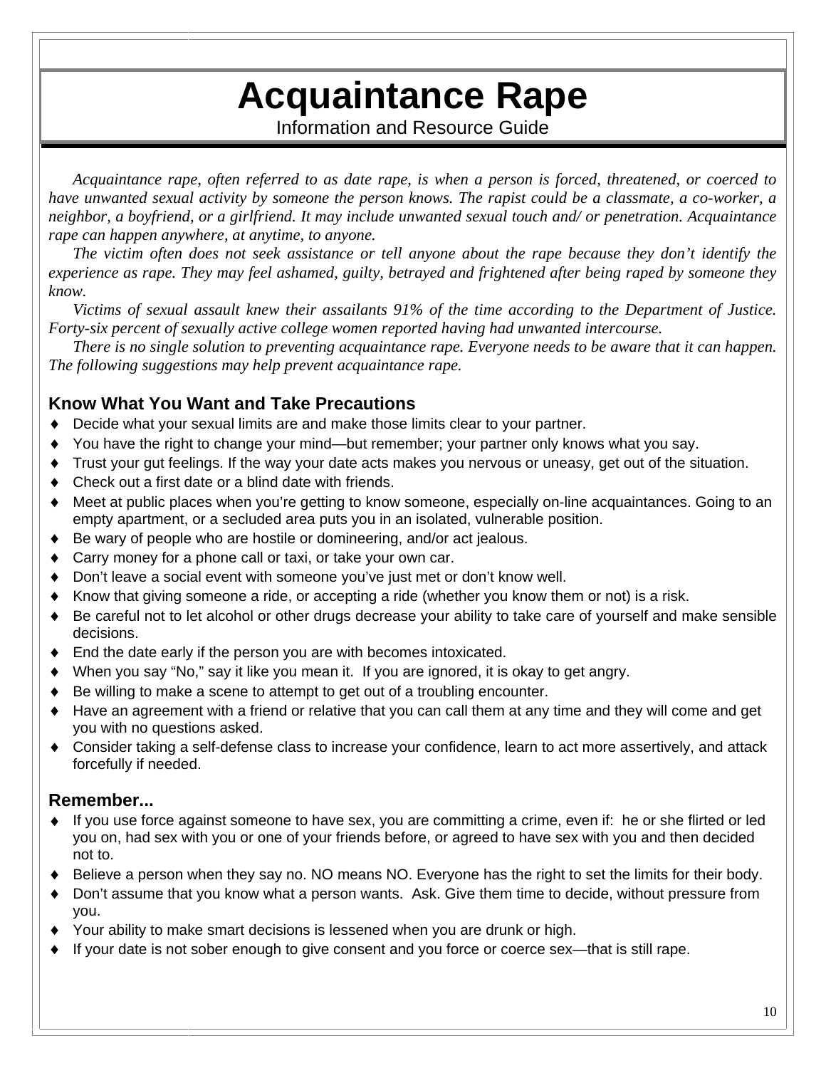# Acquaintance Rape

Information and Resource Guide

*Acquaintance rape, often referred to as date rape, is when a person is forced, threatened, or coerced to have unwanted sexual activity by someone the person knows. The rapist could be a classmate, a co-worker, a neighbor, a boyfriend, or a girlfriend. It may include unwanted sexual touch and/ or penetration. Acquaintance rape can happen anywhere, at anytime, to anyone.*

*The victim often does not seek assistance or tell anyone about the rape because they don't identify the experience as rape. They may feel ashamed, guilty, betrayed and frightened after being raped by someone they know.*

*Victims of sexual assault knew their assailants 91% of the time according to the Department of Justice. Forty-six percent of sexually active college women reported having had unwanted intercourse.*

*There is no single solution to preventing acquaintance rape. Everyone needs to be aware that it can happen. The following suggestions may help prevent acquaintance rape.*

## Know What You Want and Take Precautions

- Decide what your sexual limits are and make those limits clear to your partner.
- You have the right to change your mind—but remember; your partner only knows what you say.
- Trust your gut feelings. If the way your date acts makes you nervous or uneasy, get out of the situation.
- Check out a first date or a blind date with friends.
- Meet at public places when you're getting to know someone, especially on-line acquaintances. Going to an empty apartment, or a secluded area puts you in an isolated, vulnerable position.
- Be wary of people who are hostile or domineering, and/or act jealous.
- Carry money for a phone call or taxi, or take your own car.
- Don't leave a social event with someone you've just met or don't know well.
- Know that giving someone a ride, or accepting a ride (whether you know them or not) is a risk.
- Be careful not to let alcohol or other drugs decrease your ability to take care of yourself and make sensible decisions.
- End the date early if the person you are with becomes intoxicated.
- When you say "No," say it like you mean it. If you are ignored, it is okay to get angry.
- Be willing to make a scene to attempt to get out of a troubling encounter.
- Have an agreement with a friend or relative that you can call them at any time and they will come and get you with no questions asked.
- Consider taking a self-defense class to increase your confidence, learn to act more assertively, and attack forcefully if needed.

## Remember...

- If you use force against someone to have sex, you are committing a crime, even if: he or she flirted or led you on, had sex with you or one of your friends before, or agreed to have sex with you and then decided not to.
- Believe a person when they say no. NO means NO. Everyone has the right to set the limits for their body.
- Don't assume that you know what a person wants. Ask. Give them time to decide, without pressure from you.
- Your ability to make smart decisions is lessened when you are drunk or high.
- If your date is not sober enough to give consent and you force or coerce sex—that is still rape.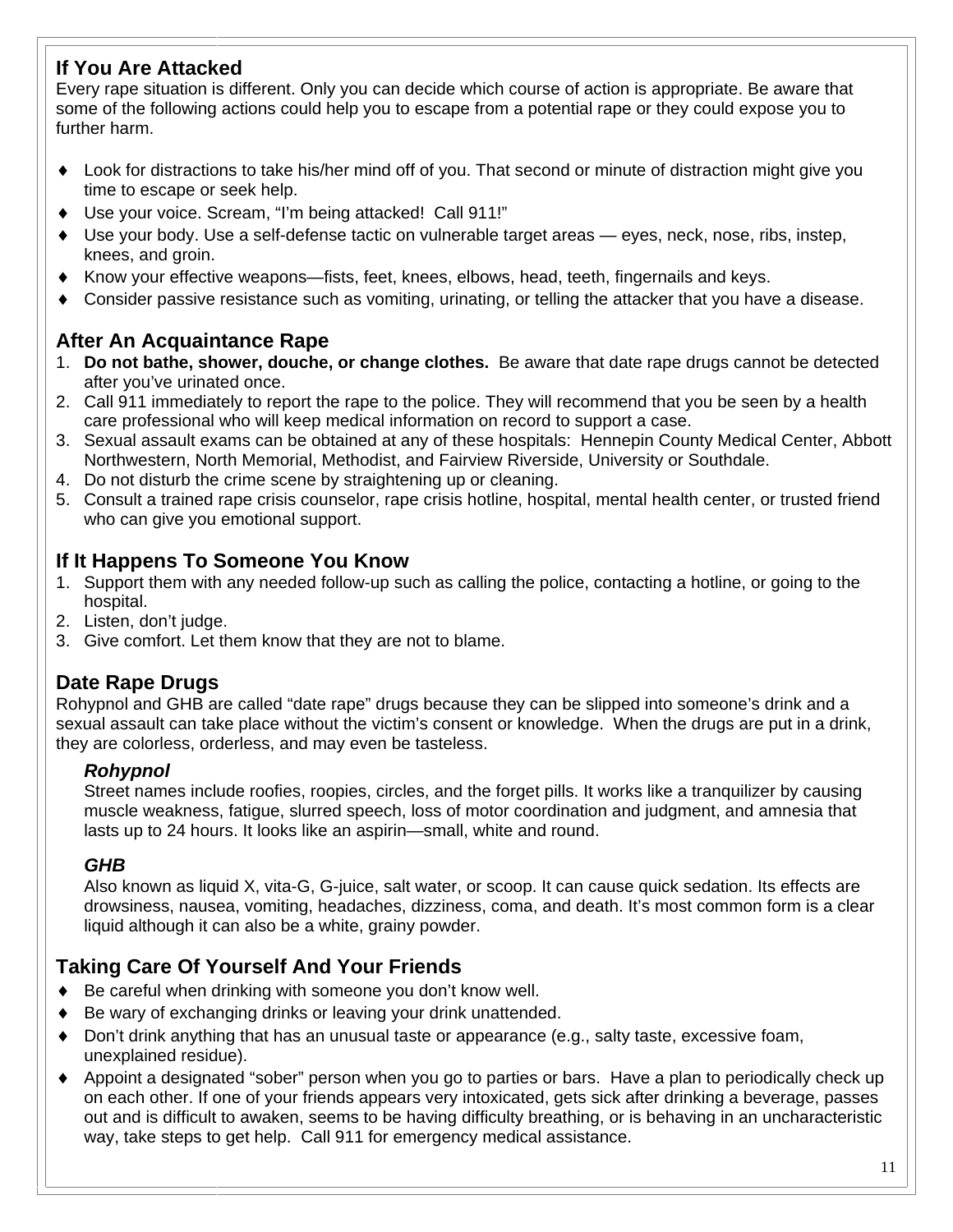## If You Are Attacked

Every rape situation is different. Only you can decide which course of action is appropriate. Be aware that some of the following actions could help you to escape from a potential rape or they could expose you to further harm.

- Look for distractions to take his/her mind off of you. That second or minute of distraction might give you time to escape or seek help.
- Use your voice. Scream, "I'm being attacked! Call 911!"
- Use your body. Use a self-defense tactic on vulnerable target areas — eyes, neck, nose, ribs, instep, knees, and groin.
- Know your effective weapons—fists, feet, knees, elbows, head, teeth, fingernails and keys.
- Consider passive resistance such as vomiting, urinating, or telling the attacker that you have a disease.

## After An Acquaintance Rape

1. **Do not bathe, shower, douche, or change clothes.** Be aware that date rape drugs cannot be detected after you've urinated once.
2. Call 911 immediately to report the rape to the police. They will recommend that you be seen by a health care professional who will keep medical information on record to support a case.
3. Sexual assault exams can be obtained at any of these hospitals: Hennepin County Medical Center, Abbott Northwestern, North Memorial, Methodist, and Fairview Riverside, University or Southdale.
4. Do not disturb the crime scene by straightening up or cleaning.
5. Consult a trained rape crisis counselor, rape crisis hotline, hospital, mental health center, or trusted friend who can give you emotional support.

## If It Happens To Someone You Know

1. Support them with any needed follow-up such as calling the police, contacting a hotline, or going to the hospital.
2. Listen, don't judge.
3. Give comfort. Let them know that they are not to blame.

## Date Rape Drugs

Rohypnol and GHB are called "date rape" drugs because they can be slipped into someone's drink and a sexual assault can take place without the victim's consent or knowledge. When the drugs are put in a drink, they are colorless, orderless, and may even be tasteless.

### *Rohypnol*

Street names include roofies, roopies, circles, and the forget pills. It works like a tranquilizer by causing muscle weakness, fatigue, slurred speech, loss of motor coordination and judgment, and amnesia that lasts up to 24 hours. It looks like an aspirin—small, white and round.

### *GHB*

Also known as liquid X, vita-G, G-juice, salt water, or scoop. It can cause quick sedation. Its effects are drowsiness, nausea, vomiting, headaches, dizziness, coma, and death. It's most common form is a clear liquid although it can also be a white, grainy powder.

## Taking Care Of Yourself And Your Friends

- Be careful when drinking with someone you don't know well.
- Be wary of exchanging drinks or leaving your drink unattended.
- Don't drink anything that has an unusual taste or appearance (e.g., salty taste, excessive foam, unexplained residue).
- Appoint a designated "sober" person when you go to parties or bars. Have a plan to periodically check up on each other. If one of your friends appears very intoxicated, gets sick after drinking a beverage, passes out and is difficult to awaken, seems to be having difficulty breathing, or is behaving in an uncharacteristic way, take steps to get help. Call 911 for emergency medical assistance.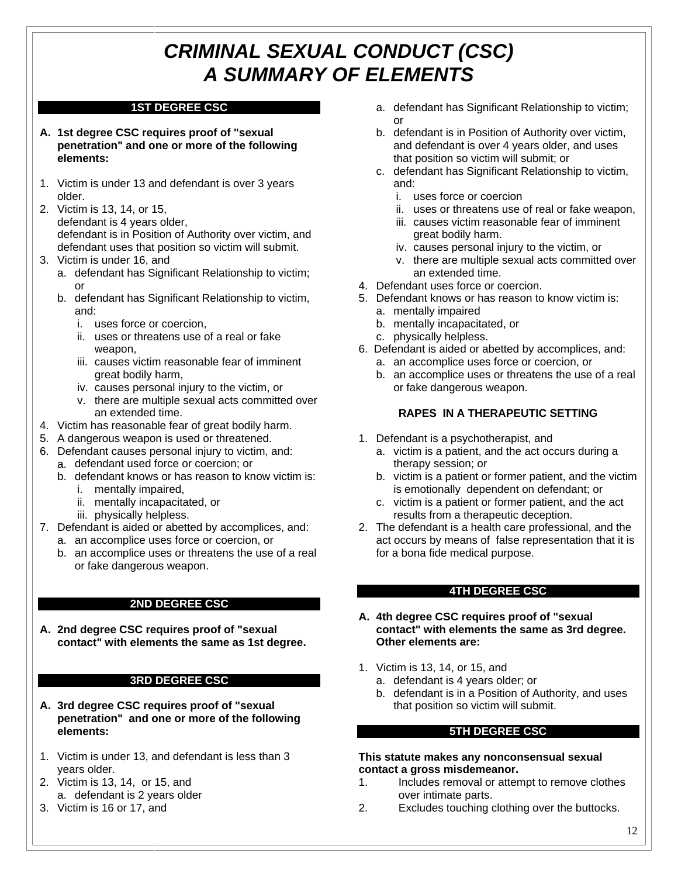# *CRIMINAL SEXUAL CONDUCT (CSC)*
# *A SUMMARY OF ELEMENTS*

## 1ST DEGREE CSC

**A. 1st degree CSC requires proof of "sexual penetration" and one or more of the following elements:**

1. Victim is under 13 and defendant is over 3 years older.
2. Victim is 13, 14, or 15,
   defendant is 4 years older,
   defendant is in Position of Authority over victim, and defendant uses that position so victim will submit.
3. Victim is under 16, and
   a. defendant has Significant Relationship to victim; or
   b. defendant has Significant Relationship to victim, and:
      i. uses force or coercion,
      ii. uses or threatens use of a real or fake weapon,
      iii. causes victim reasonable fear of imminent great bodily harm,
      iv. causes personal injury to the victim, or
      v. there are multiple sexual acts committed over an extended time.
4. Victim has reasonable fear of great bodily harm.
5. A dangerous weapon is used or threatened.
6. Defendant causes personal injury to victim, and:
   a. defendant used force or coercion; or
   b. defendant knows or has reason to know victim is:
      i. mentally impaired,
      ii. mentally incapacitated, or
      iii. physically helpless.
7. Defendant is aided or abetted by accomplices, and:
   a. an accomplice uses force or coercion, or
   b. an accomplice uses or threatens the use of a real or fake dangerous weapon.

## 2ND DEGREE CSC

**A. 2nd degree CSC requires proof of "sexual contact" with elements the same as 1st degree.**

## 3RD DEGREE CSC

**A. 3rd degree CSC requires proof of "sexual penetration" and one or more of the following elements:**

1. Victim is under 13, and defendant is less than 3 years older.
2. Victim is 13, 14, or 15, and
   a. defendant is 2 years older
3. Victim is 16 or 17, and
   a. defendant has Significant Relationship to victim; or
   b. defendant is in Position of Authority over victim, and defendant is over 4 years older, and uses that position so victim will submit; or
   c. defendant has Significant Relationship to victim, and:
      i. uses force or coercion
      ii. uses or threatens use of real or fake weapon,
      iii. causes victim reasonable fear of imminent great bodily harm.
      iv. causes personal injury to the victim, or
      v. there are multiple sexual acts committed over an extended time.
4. Defendant uses force or coercion.
5. Defendant knows or has reason to know victim is:
   a. mentally impaired
   b. mentally incapacitated, or
   c. physically helpless.
6. Defendant is aided or abetted by accomplices, and:
   a. an accomplice uses force or coercion, or
   b. an accomplice uses or threatens the use of a real or fake dangerous weapon.

### RAPES IN A THERAPEUTIC SETTING

1. Defendant is a psychotherapist, and
   a. victim is a patient, and the act occurs during a therapy session; or
   b. victim is a patient or former patient, and the victim is emotionally dependent on defendant; or
   c. victim is a patient or former patient, and the act results from a therapeutic deception.
2. The defendant is a health care professional, and the act occurs by means of false representation that it is for a bona fide medical purpose.

## 4TH DEGREE CSC

**A. 4th degree CSC requires proof of "sexual contact" with elements the same as 3rd degree. Other elements are:**

1. Victim is 13, 14, or 15, and
   a. defendant is 4 years older; or
   b. defendant is in a Position of Authority, and uses that position so victim will submit.

## 5TH DEGREE CSC

**This statute makes any nonconsensual sexual contact a gross misdemeanor.**

1. Includes removal or attempt to remove clothes over intimate parts.
2. Excludes touching clothing over the buttocks.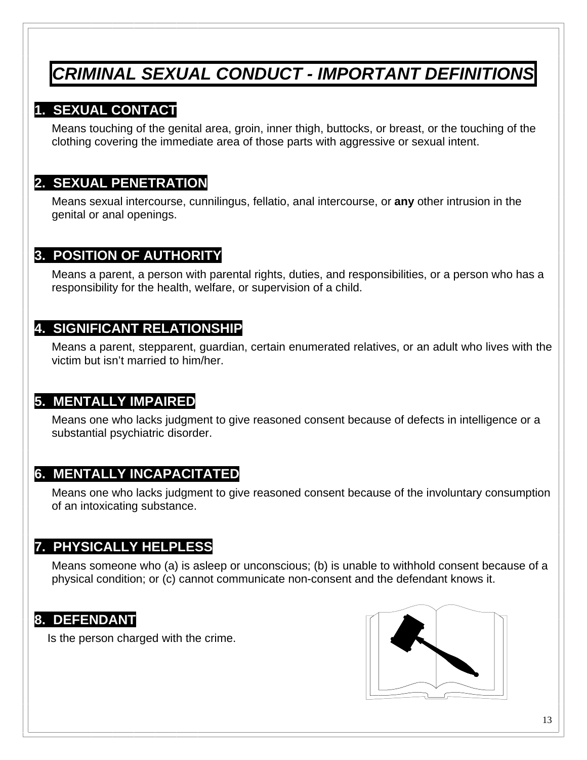# CRIMINAL SEXUAL CONDUCT - IMPORTANT DEFINITIONS

## 1. SEXUAL CONTACT

Means touching of the genital area, groin, inner thigh, buttocks, or breast, or the touching of the clothing covering the immediate area of those parts with aggressive or sexual intent.

## 2. SEXUAL PENETRATION

Means sexual intercourse, cunnilingus, fellatio, anal intercourse, or **any** other intrusion in the genital or anal openings.

## 3. POSITION OF AUTHORITY

Means a parent, a person with parental rights, duties, and responsibilities, or a person who has a responsibility for the health, welfare, or supervision of a child.

## 4. SIGNIFICANT RELATIONSHIP

Means a parent, stepparent, guardian, certain enumerated relatives, or an adult who lives with the victim but isn't married to him/her.

## 5. MENTALLY IMPAIRED

Means one who lacks judgment to give reasoned consent because of defects in intelligence or a substantial psychiatric disorder.

## 6. MENTALLY INCAPACITATED

Means one who lacks judgment to give reasoned consent because of the involuntary consumption of an intoxicating substance.

## 7. PHYSICALLY HELPLESS

Means someone who (a) is asleep or unconscious; (b) is unable to withhold consent because of a physical condition; or (c) cannot communicate non-consent and the defendant knows it.

## 8. DEFENDANT

Is the person charged with the crime.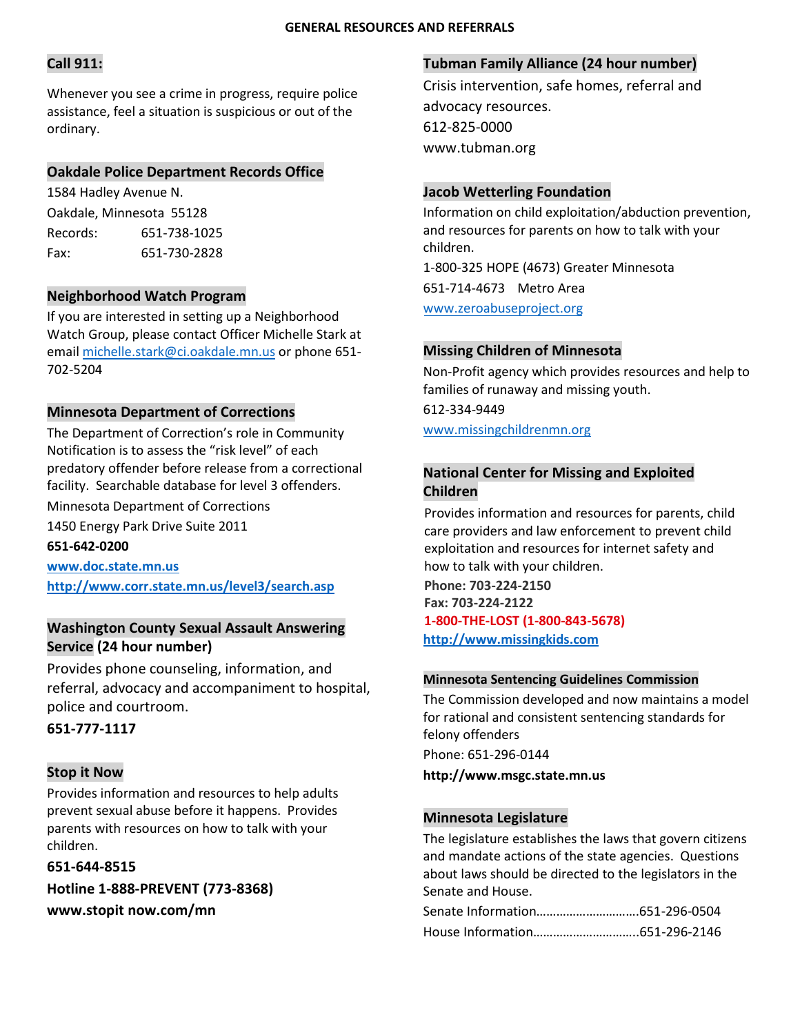# GENERAL RESOURCES AND REFERRALS

## Call 911:

Whenever you see a crime in progress, require police assistance, feel a situation is suspicious or out of the ordinary.

## Oakdale Police Department Records Office

1584 Hadley Avenue N.

Oakdale, Minnesota 55128

Records: 651-738-1025

Fax: 651-730-2828

## Neighborhood Watch Program

If you are interested in setting up a Neighborhood Watch Group, please contact Officer Michelle Stark at email michelle.stark@ci.oakdale.mn.us or phone 651-702-5204

## Minnesota Department of Corrections

The Department of Correction's role in Community Notification is to assess the "risk level" of each predatory offender before release from a correctional facility. Searchable database for level 3 offenders.

Minnesota Department of Corrections

1450 Energy Park Drive Suite 2011

**651-642-0200**

**www.doc.state.mn.us**

**http://www.corr.state.mn.us/level3/search.asp**

## Washington County Sexual Assault Answering Service (24 hour number)

Provides phone counseling, information, and referral, advocacy and accompaniment to hospital, police and courtroom.

**651-777-1117**

## Stop it Now

Provides information and resources to help adults prevent sexual abuse before it happens. Provides parents with resources on how to talk with your children.

**651-644-8515**

**Hotline 1-888-PREVENT (773-8368)**

**www.stopit now.com/mn**

## Tubman Family Alliance (24 hour number)

Crisis intervention, safe homes, referral and advocacy resources.

612-825-0000

www.tubman.org

## Jacob Wetterling Foundation

Information on child exploitation/abduction prevention, and resources for parents on how to talk with your children.

1-800-325 HOPE (4673) Greater Minnesota

651-714-4673 Metro Area

www.zeroabuseproject.org

## Missing Children of Minnesota

Non-Profit agency which provides resources and help to families of runaway and missing youth.

612-334-9449

www.missingchildrenmn.org

## National Center for Missing and Exploited Children

Provides information and resources for parents, child care providers and law enforcement to prevent child exploitation and resources for internet safety and how to talk with your children.

**Phone: 703-224-2150**

**Fax: 703-224-2122**

**1-800-THE-LOST (1-800-843-5678)**

**http://www.missingkids.com**

## Minnesota Sentencing Guidelines Commission

The Commission developed and now maintains a model for rational and consistent sentencing standards for felony offenders

Phone: 651-296-0144

**http://www.msgc.state.mn.us**

## Minnesota Legislature

The legislature establishes the laws that govern citizens and mandate actions of the state agencies. Questions about laws should be directed to the legislators in the Senate and House.

Senate Information………………………….651-296-0504

House Information…………………………..651-296-2146